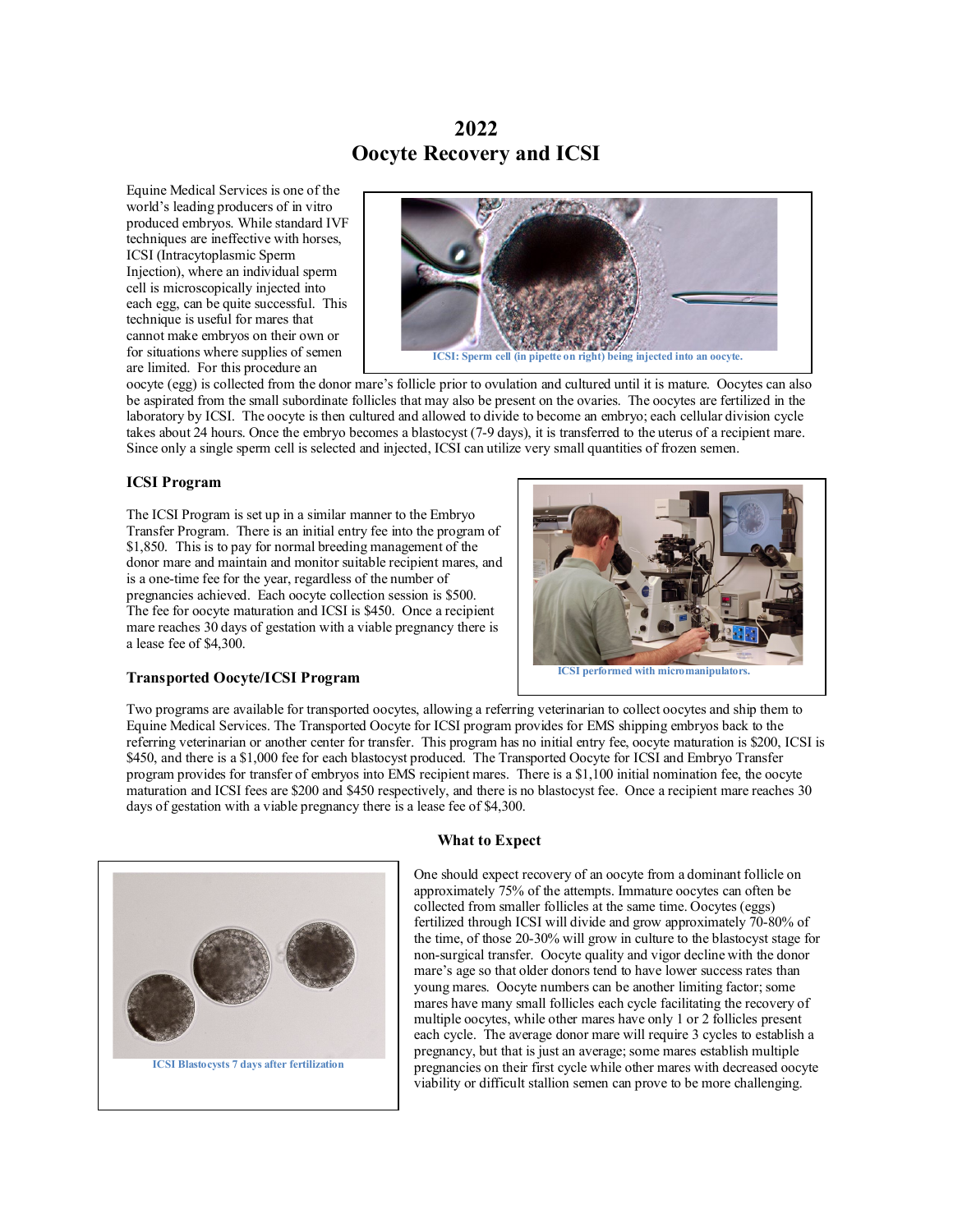# 2022
# Oocyte Recovery and ICSI

Equine Medical Services is one of the world's leading producers of in vitro produced embryos. While standard IVF techniques are ineffective with horses, ICSI (Intracytoplasmic Sperm Injection), where an individual sperm cell is microscopically injected into each egg, can be quite successful. This technique is useful for mares that cannot make embryos on their own or for situations where supplies of semen are limited. For this procedure an oocyte (egg) is collected from the donor mare's follicle prior to ovulation and cultured until it is mature. Oocytes can also be aspirated from the small subordinate follicles that may also be present on the ovaries. The oocytes are fertilized in the laboratory by ICSI. The oocyte is then cultured and allowed to divide to become an embryo; each cellular division cycle takes about 24 hours. Once the embryo becomes a blastocyst (7-9 days), it is transferred to the uterus of a recipient mare. Since only a single sperm cell is selected and injected, ICSI can utilize very small quantities of frozen semen.

ICSI: Sperm cell (in pipette on right) being injected into an oocyte.

### ICSI Program

The ICSI Program is set up in a similar manner to the Embryo Transfer Program. There is an initial entry fee into the program of $1,850. This is to pay for normal breeding management of the donor mare and maintain and monitor suitable recipient mares, and is a one-time fee for the year, regardless of the number of pregnancies achieved. Each oocyte collection session is $500. The fee for oocyte maturation and ICSI is $450. Once a recipient mare reaches 30 days of gestation with a viable pregnancy there is a lease fee of $4,300.

ICSI performed with micromanipulators.

### Transported Oocyte/ICSI Program

Two programs are available for transported oocytes, allowing a referring veterinarian to collect oocytes and ship them to Equine Medical Services. The Transported Oocyte for ICSI program provides for EMS shipping embryos back to the referring veterinarian or another center for transfer. This program has no initial entry fee, oocyte maturation is $200, ICSI is $450, and there is a $1,000 fee for each blastocyst produced. The Transported Oocyte for ICSI and Embryo Transfer program provides for transfer of embryos into EMS recipient mares. There is a $1,100 initial nomination fee, the oocyte maturation and ICSI fees are $200 and $450 respectively, and there is no blastocyst fee. Once a recipient mare reaches 30 days of gestation with a viable pregnancy there is a lease fee of $4,300.

### What to Expect

One should expect recovery of an oocyte from a dominant follicle on approximately 75% of the attempts. Immature oocytes can often be collected from smaller follicles at the same time. Oocytes (eggs) fertilized through ICSI will divide and grow approximately 70-80% of the time, of those 20-30% will grow in culture to the blastocyst stage for non-surgical transfer. Oocyte quality and vigor decline with the donor mare's age so that older donors tend to have lower success rates than young mares. Oocyte numbers can be another limiting factor; some mares have many small follicles each cycle facilitating the recovery of multiple oocytes, while other mares have only 1 or 2 follicles present each cycle. The average donor mare will require 3 cycles to establish a pregnancy, but that is just an average; some mares establish multiple pregnancies on their first cycle while other mares with decreased oocyte viability or difficult stallion semen can prove to be more challenging.

ICSI Blastocysts 7 days after fertilization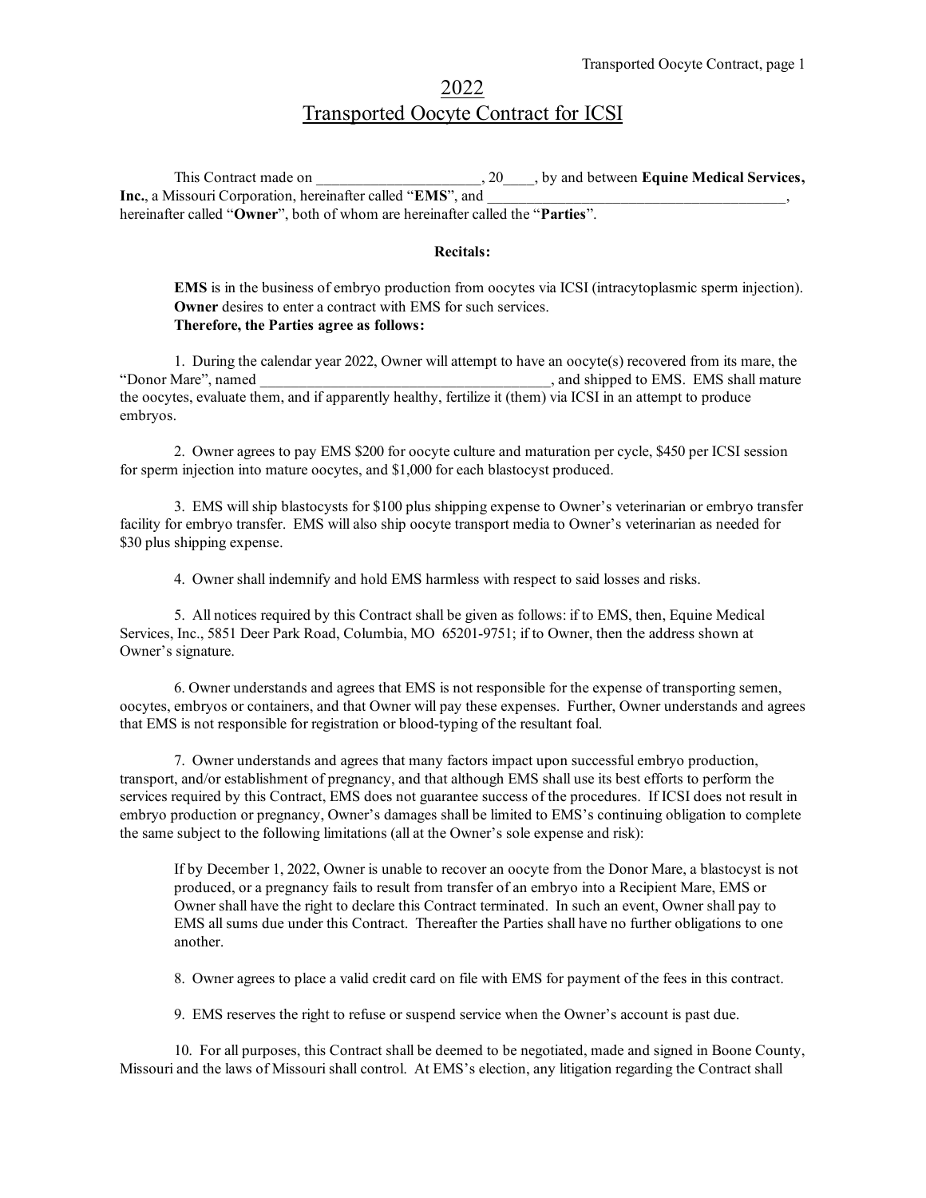# 2022

# Transported Oocyte Contract for ICSI

This Contract made on ______________________, 20____, by and between **Equine Medical Services, Inc.**, a Missouri Corporation, hereinafter called "**EMS**", and ________________________________________, hereinafter called "**Owner**", both of whom are hereinafter called the "**Parties**".

**Recitals:**

**EMS** is in the business of embryo production from oocytes via ICSI (intracytoplasmic sperm injection).
**Owner** desires to enter a contract with EMS for such services.
**Therefore, the Parties agree as follows:**

1. During the calendar year 2022, Owner will attempt to have an oocyte(s) recovered from its mare, the "Donor Mare", named ______________________________________, and shipped to EMS. EMS shall mature the oocytes, evaluate them, and if apparently healthy, fertilize it (them) via ICSI in an attempt to produce embryos.

2. Owner agrees to pay EMS $200 for oocyte culture and maturation per cycle, $450 per ICSI session for sperm injection into mature oocytes, and $1,000 for each blastocyst produced.

3. EMS will ship blastocysts for $100 plus shipping expense to Owner's veterinarian or embryo transfer facility for embryo transfer. EMS will also ship oocyte transport media to Owner's veterinarian as needed for $30 plus shipping expense.

4. Owner shall indemnify and hold EMS harmless with respect to said losses and risks.

5. All notices required by this Contract shall be given as follows: if to EMS, then, Equine Medical Services, Inc., 5851 Deer Park Road, Columbia, MO 65201-9751; if to Owner, then the address shown at Owner's signature.

6. Owner understands and agrees that EMS is not responsible for the expense of transporting semen, oocytes, embryos or containers, and that Owner will pay these expenses. Further, Owner understands and agrees that EMS is not responsible for registration or blood-typing of the resultant foal.

7. Owner understands and agrees that many factors impact upon successful embryo production, transport, and/or establishment of pregnancy, and that although EMS shall use its best efforts to perform the services required by this Contract, EMS does not guarantee success of the procedures. If ICSI does not result in embryo production or pregnancy, Owner's damages shall be limited to EMS's continuing obligation to complete the same subject to the following limitations (all at the Owner's sole expense and risk):

> If by December 1, 2022, Owner is unable to recover an oocyte from the Donor Mare, a blastocyst is not produced, or a pregnancy fails to result from transfer of an embryo into a Recipient Mare, EMS or Owner shall have the right to declare this Contract terminated. In such an event, Owner shall pay to EMS all sums due under this Contract. Thereafter the Parties shall have no further obligations to one another.

8. Owner agrees to place a valid credit card on file with EMS for payment of the fees in this contract.

9. EMS reserves the right to refuse or suspend service when the Owner's account is past due.

10. For all purposes, this Contract shall be deemed to be negotiated, made and signed in Boone County, Missouri and the laws of Missouri shall control. At EMS's election, any litigation regarding the Contract shall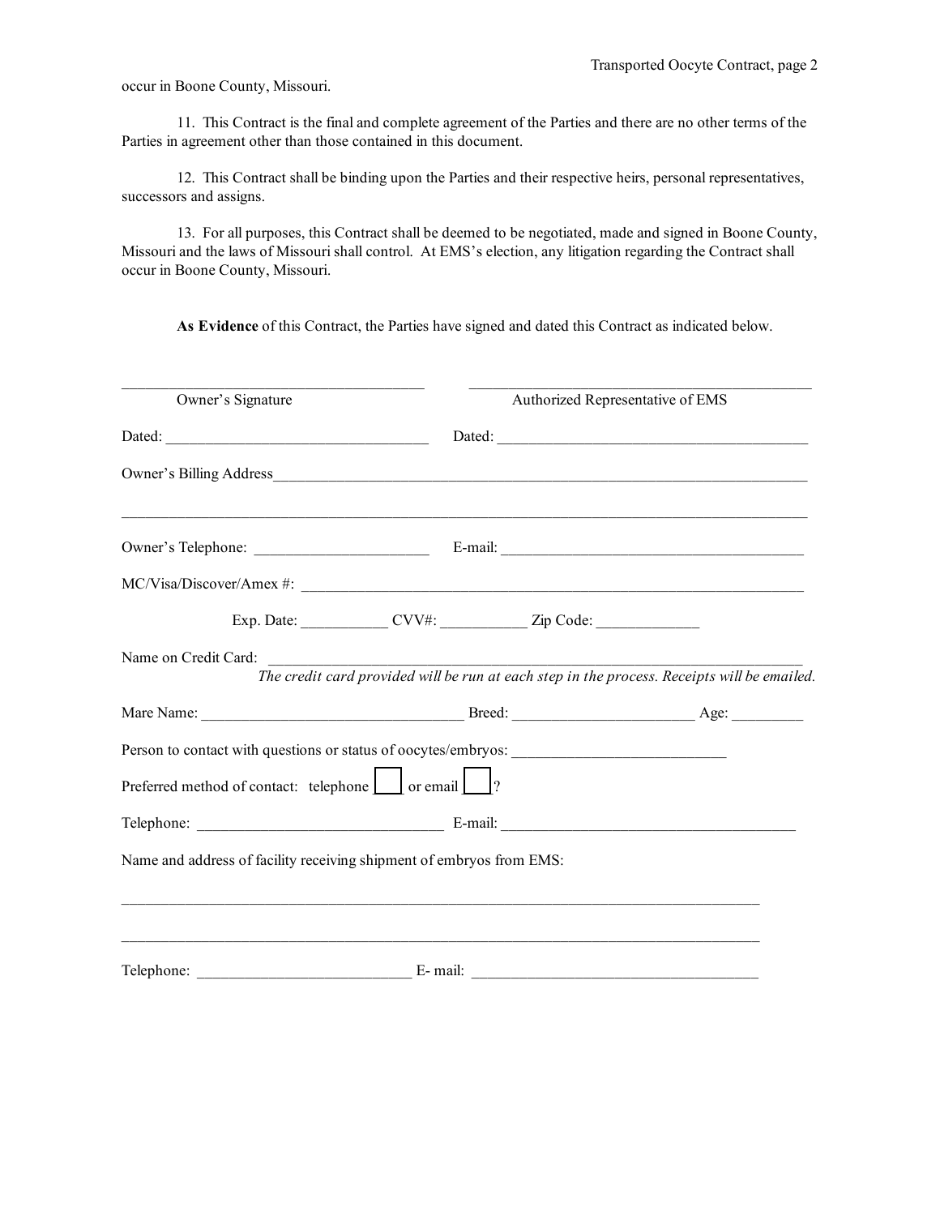occur in Boone County, Missouri.

11. This Contract is the final and complete agreement of the Parties and there are no other terms of the Parties in agreement other than those contained in this document.

12. This Contract shall be binding upon the Parties and their respective heirs, personal representatives, successors and assigns.

13. For all purposes, this Contract shall be deemed to be negotiated, made and signed in Boone County, Missouri and the laws of Missouri shall control. At EMS's election, any litigation regarding the Contract shall occur in Boone County, Missouri.

**As Evidence** of this Contract, the Parties have signed and dated this Contract as indicated below.

_________________________________________ _______________________________________________
Owner's Signature Authorized Representative of EMS

Dated: ___________________________________ Dated: ____________________________________________

Owner's Billing Address___________________________________________________________________________

______________________________________________________________________________________________

Owner's Telephone: _______________________ E-mail: ___________________________________________

MC/Visa/Discover/Amex #: ___________________________________________________________________

Exp. Date: ____________ CVV#: ____________ Zip Code: ______________

Name on Credit Card: _______________________________________________________________________

*The credit card provided will be run at each step in the process. Receipts will be emailed.*

Mare Name: __________________________________ Breed: _______________________ Age: _________

Person to contact with questions or status of oocytes/embryos: ___________________________

Preferred method of contact: telephone ☐ or email ☐?

Telephone: ________________________________ E-mail: ______________________________________

Name and address of facility receiving shipment of embryos from EMS:

__________________________________________________________________________________________

__________________________________________________________________________________________

Telephone: ____________________________ E- mail: ______________________________________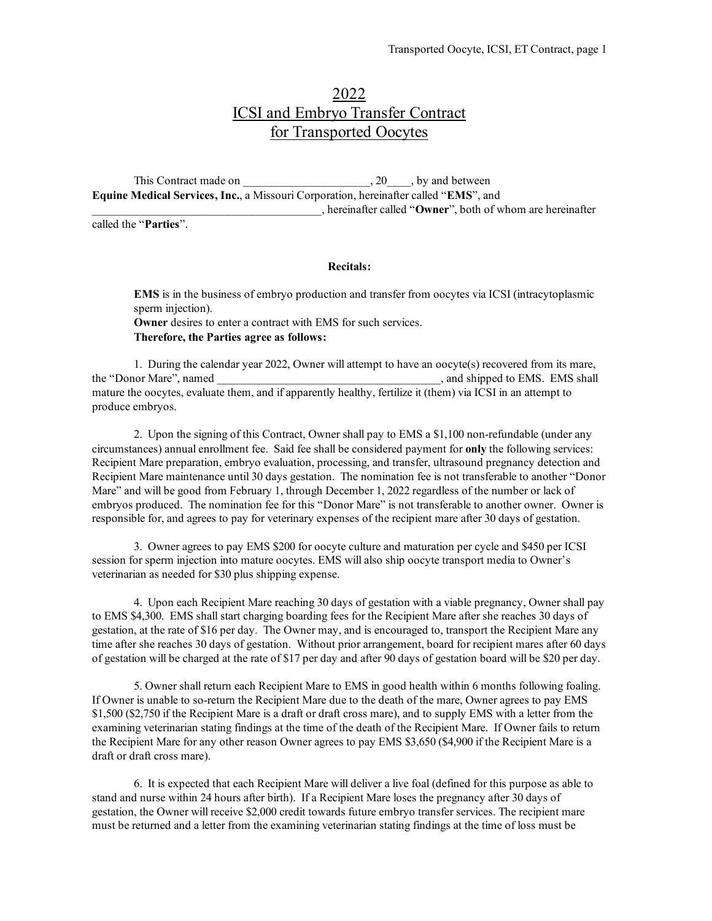# 2022
# ICSI and Embryo Transfer Contract for Transported Oocytes

This Contract made on _____________________, 20____, by and between **Equine Medical Services, Inc.**, a Missouri Corporation, hereinafter called "**EMS**", and ______________________________________, hereinafter called "**Owner**", both of whom are hereinafter called the "**Parties**".

**Recitals:**

**EMS** is in the business of embryo production and transfer from oocytes via ICSI (intracytoplasmic sperm injection).
**Owner** desires to enter a contract with EMS for such services.
**Therefore, the Parties agree as follows:**

1. During the calendar year 2022, Owner will attempt to have an oocyte(s) recovered from its mare, the "Donor Mare", named ______________________________________, and shipped to EMS. EMS shall mature the oocytes, evaluate them, and if apparently healthy, fertilize it (them) via ICSI in an attempt to produce embryos.

2. Upon the signing of this Contract, Owner shall pay to EMS a $1,100 non-refundable (under any circumstances) annual enrollment fee. Said fee shall be considered payment for **only** the following services: Recipient Mare preparation, embryo evaluation, processing, and transfer, ultrasound pregnancy detection and Recipient Mare maintenance until 30 days gestation. The nomination fee is not transferable to another "Donor Mare" and will be good from February 1, through December 1, 2022 regardless of the number or lack of embryos produced. The nomination fee for this "Donor Mare" is not transferable to another owner. Owner is responsible for, and agrees to pay for veterinary expenses of the recipient mare after 30 days of gestation.

3. Owner agrees to pay EMS $200 for oocyte culture and maturation per cycle and $450 per ICSI session for sperm injection into mature oocytes. EMS will also ship oocyte transport media to Owner's veterinarian as needed for $30 plus shipping expense.

4. Upon each Recipient Mare reaching 30 days of gestation with a viable pregnancy, Owner shall pay to EMS $4,300. EMS shall start charging boarding fees for the Recipient Mare after she reaches 30 days of gestation, at the rate of $16 per day. The Owner may, and is encouraged to, transport the Recipient Mare any time after she reaches 30 days of gestation. Without prior arrangement, board for recipient mares after 60 days of gestation will be charged at the rate of $17 per day and after 90 days of gestation board will be $20 per day.

5. Owner shall return each Recipient Mare to EMS in good health within 6 months following foaling. If Owner is unable to so-return the Recipient Mare due to the death of the mare, Owner agrees to pay EMS $1,500 ($2,750 if the Recipient Mare is a draft or draft cross mare), and to supply EMS with a letter from the examining veterinarian stating findings at the time of the death of the Recipient Mare. If Owner fails to return the Recipient Mare for any other reason Owner agrees to pay EMS $3,650 ($4,900 if the Recipient Mare is a draft or draft cross mare).

6. It is expected that each Recipient Mare will deliver a live foal (defined for this purpose as able to stand and nurse within 24 hours after birth). If a Recipient Mare loses the pregnancy after 30 days of gestation, the Owner will receive $2,000 credit towards future embryo transfer services. The recipient mare must be returned and a letter from the examining veterinarian stating findings at the time of loss must be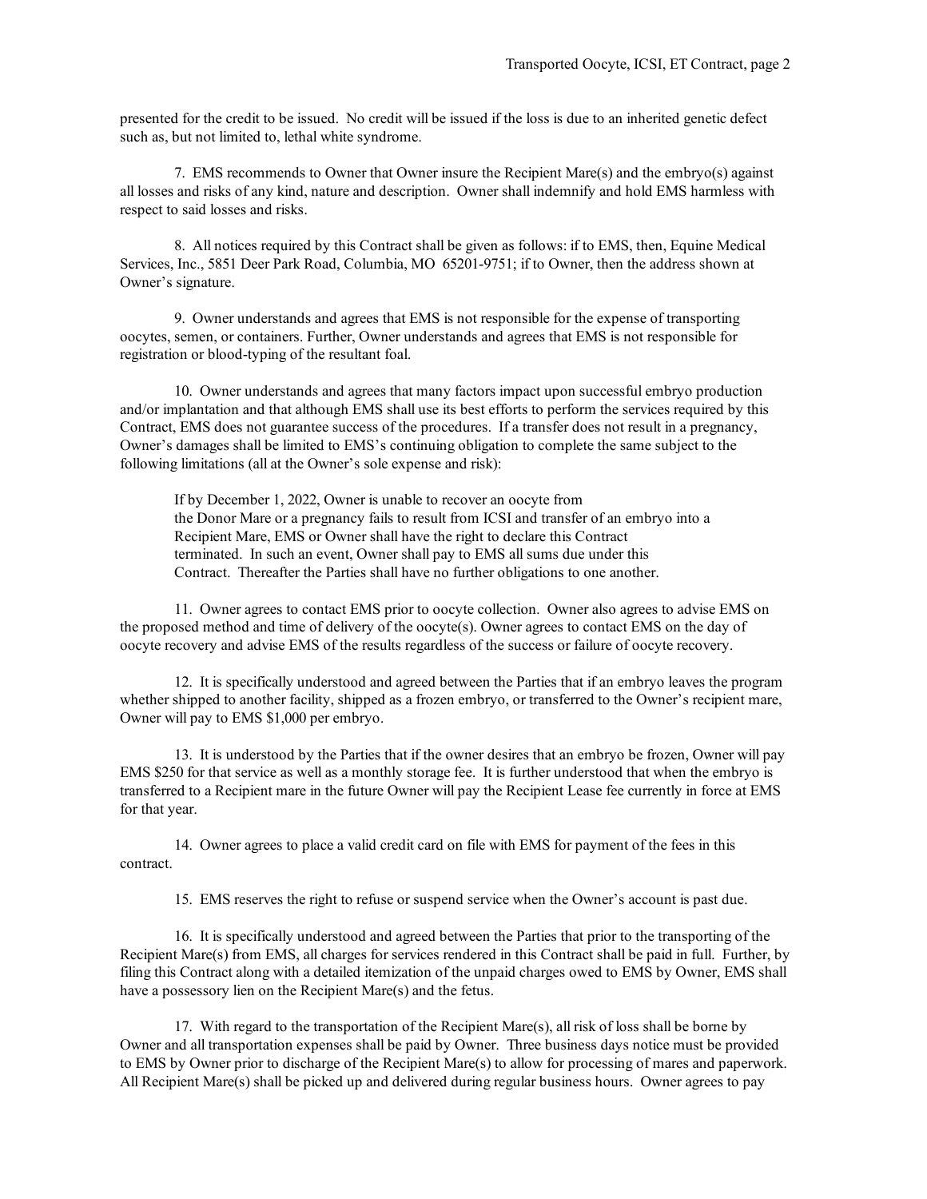presented for the credit to be issued. No credit will be issued if the loss is due to an inherited genetic defect such as, but not limited to, lethal white syndrome.

7. EMS recommends to Owner that Owner insure the Recipient Mare(s) and the embryo(s) against all losses and risks of any kind, nature and description. Owner shall indemnify and hold EMS harmless with respect to said losses and risks.

8. All notices required by this Contract shall be given as follows: if to EMS, then, Equine Medical Services, Inc., 5851 Deer Park Road, Columbia, MO 65201-9751; if to Owner, then the address shown at Owner's signature.

9. Owner understands and agrees that EMS is not responsible for the expense of transporting oocytes, semen, or containers. Further, Owner understands and agrees that EMS is not responsible for registration or blood-typing of the resultant foal.

10. Owner understands and agrees that many factors impact upon successful embryo production and/or implantation and that although EMS shall use its best efforts to perform the services required by this Contract, EMS does not guarantee success of the procedures. If a transfer does not result in a pregnancy, Owner's damages shall be limited to EMS's continuing obligation to complete the same subject to the following limitations (all at the Owner's sole expense and risk):

> If by December 1, 2022, Owner is unable to recover an oocyte from the Donor Mare or a pregnancy fails to result from ICSI and transfer of an embryo into a Recipient Mare, EMS or Owner shall have the right to declare this Contract terminated. In such an event, Owner shall pay to EMS all sums due under this Contract. Thereafter the Parties shall have no further obligations to one another.

11. Owner agrees to contact EMS prior to oocyte collection. Owner also agrees to advise EMS on the proposed method and time of delivery of the oocyte(s). Owner agrees to contact EMS on the day of oocyte recovery and advise EMS of the results regardless of the success or failure of oocyte recovery.

12. It is specifically understood and agreed between the Parties that if an embryo leaves the program whether shipped to another facility, shipped as a frozen embryo, or transferred to the Owner's recipient mare, Owner will pay to EMS $1,000 per embryo.

13. It is understood by the Parties that if the owner desires that an embryo be frozen, Owner will pay EMS $250 for that service as well as a monthly storage fee. It is further understood that when the embryo is transferred to a Recipient mare in the future Owner will pay the Recipient Lease fee currently in force at EMS for that year.

14. Owner agrees to place a valid credit card on file with EMS for payment of the fees in this contract.

15. EMS reserves the right to refuse or suspend service when the Owner's account is past due.

16. It is specifically understood and agreed between the Parties that prior to the transporting of the Recipient Mare(s) from EMS, all charges for services rendered in this Contract shall be paid in full. Further, by filing this Contract along with a detailed itemization of the unpaid charges owed to EMS by Owner, EMS shall have a possessory lien on the Recipient Mare(s) and the fetus.

17. With regard to the transportation of the Recipient Mare(s), all risk of loss shall be borne by Owner and all transportation expenses shall be paid by Owner. Three business days notice must be provided to EMS by Owner prior to discharge of the Recipient Mare(s) to allow for processing of mares and paperwork. All Recipient Mare(s) shall be picked up and delivered during regular business hours. Owner agrees to pay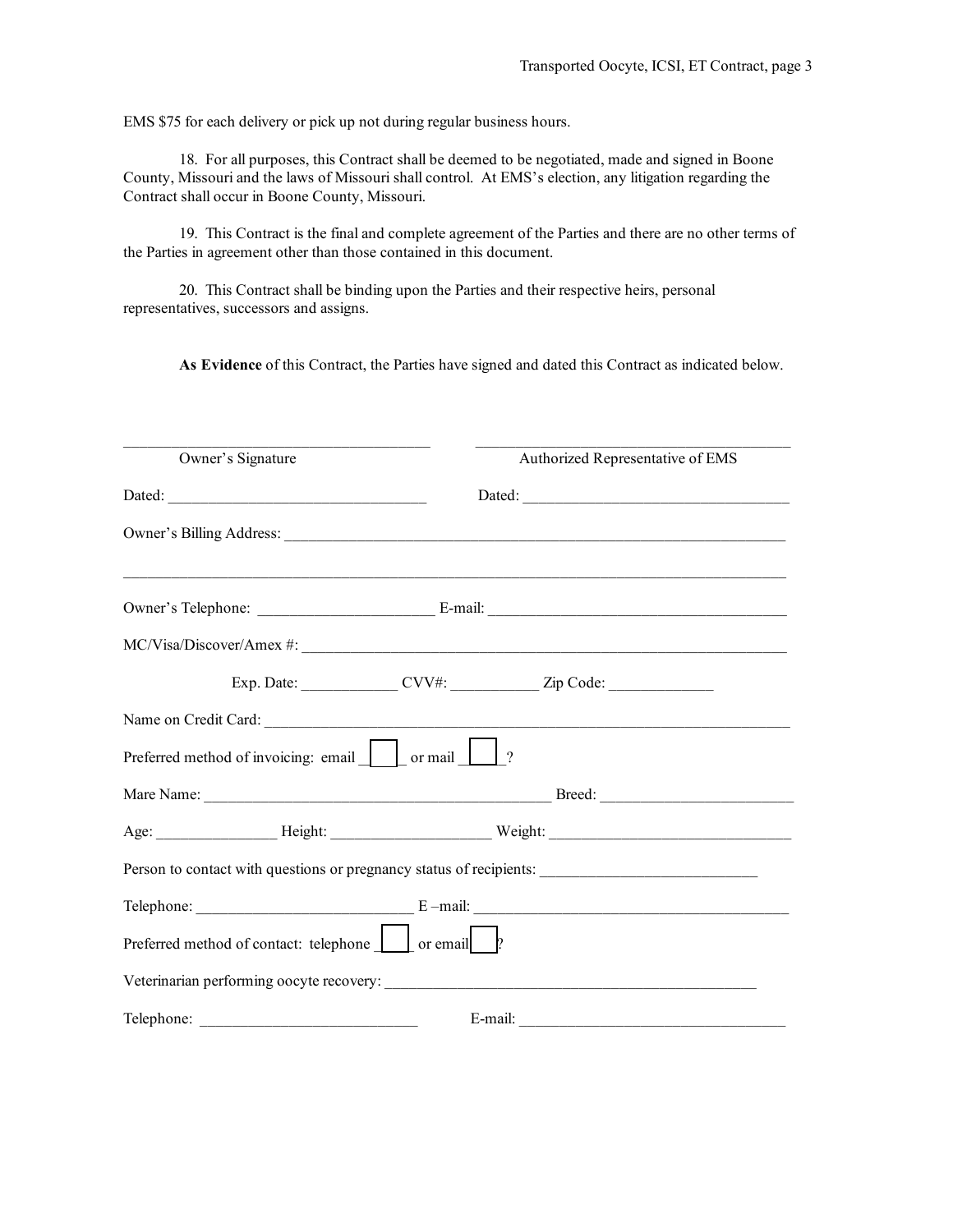EMS $75 for each delivery or pick up not during regular business hours.

18. For all purposes, this Contract shall be deemed to be negotiated, made and signed in Boone County, Missouri and the laws of Missouri shall control. At EMS's election, any litigation regarding the Contract shall occur in Boone County, Missouri.

19. This Contract is the final and complete agreement of the Parties and there are no other terms of the Parties in agreement other than those contained in this document.

20. This Contract shall be binding upon the Parties and their respective heirs, personal representatives, successors and assigns.

**As Evidence** of this Contract, the Parties have signed and dated this Contract as indicated below.

______________________________________ ______________________________________

Owner's Signature Authorized Representative of EMS

Dated: ______________________________ Dated: ______________________________

Owner's Billing Address: ______________________________________________________________

______________________________________________________________________________

Owner's Telephone: ____________________ E-mail: __________________________________

MC/Visa/Discover/Amex #: ______________________________________________________

Exp. Date: ___________ CVV#: __________ Zip Code: ____________

Name on Credit Card: __________________________________________________________

Preferred method of invoicing: email ☐ or mail ☐?

Mare Name: ____________________________________ Breed: ______________________

Age: ______________ Height: __________________ Weight: ___________________________

Person to contact with questions or pregnancy status of recipients: _________________________

Telephone: ________________________ E –mail: ____________________________________

Preferred method of contact: telephone ☐ or email ☐?

Veterinarian performing oocyte recovery: __________________________________________

Telephone: ________________________ E-mail: ______________________________